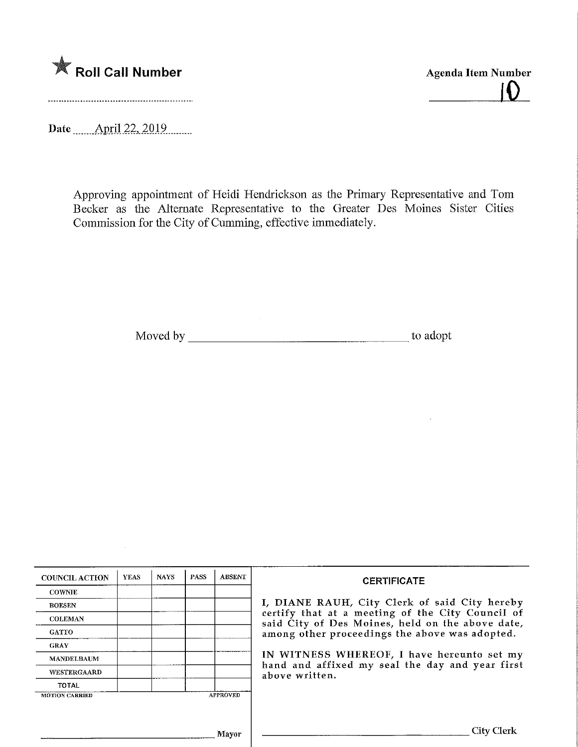★ **Roll Call Number**

**Agenda Item Number**

10

Date April 22, 2019

Approving appointment of Heidi Hendrickson as the Primary Representative and Tom Becker as the Alternate Representative to the Greater Des Moines Sister Cities Commission for the City of Cumming, effective immediately.

Moved by ______________________________ to adopt

| COUNCIL ACTION | YEAS | NAYS | PASS | ABSENT |
|---|---|---|---|---|
| COWNIE | | | | |
| BOESEN | | | | |
| COLEMAN | | | | |
| GATTO | | | | |
| GRAY | | | | |
| MANDELBAUM | | | | |
| WESTERGAARD | | | | |
| TOTAL | | | | |

MOTION CARRIED APPROVED

______________________________ Mayor

**CERTIFICATE**

I, DIANE RAUH, City Clerk of said City hereby certify that at a meeting of the City Council of said City of Des Moines, held on the above date, among other proceedings the above was adopted.

IN WITNESS WHEREOF, I have hereunto set my hand and affixed my seal the day and year first above written.

______________________________ City Clerk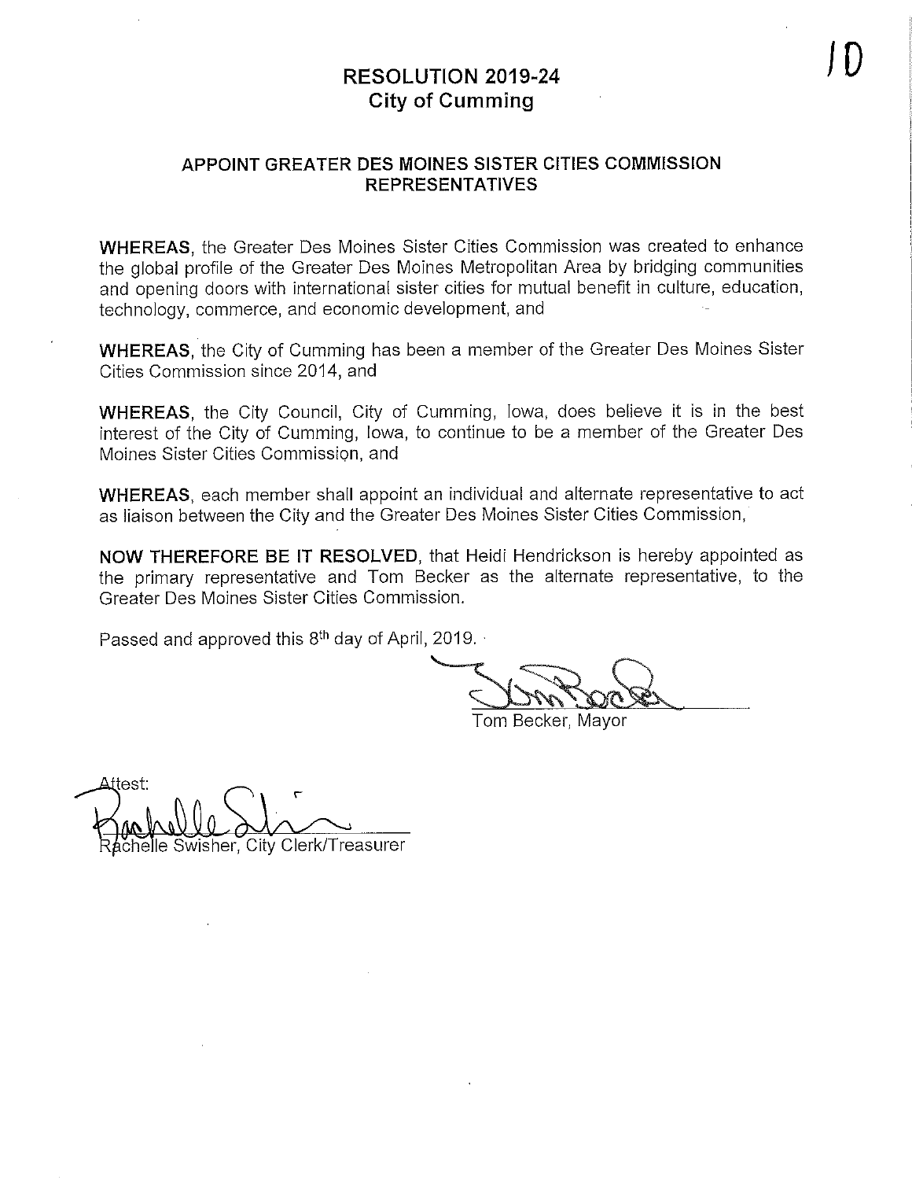# RESOLUTION 2019-24
## City of Cumming

### APPOINT GREATER DES MOINES SISTER CITIES COMMISSION REPRESENTATIVES

**WHEREAS**, the Greater Des Moines Sister Cities Commission was created to enhance the global profile of the Greater Des Moines Metropolitan Area by bridging communities and opening doors with international sister cities for mutual benefit in culture, education, technology, commerce, and economic development, and

**WHEREAS**, the City of Cumming has been a member of the Greater Des Moines Sister Cities Commission since 2014, and

**WHEREAS**, the City Council, City of Cumming, Iowa, does believe it is in the best interest of the City of Cumming, Iowa, to continue to be a member of the Greater Des Moines Sister Cities Commission, and

**WHEREAS**, each member shall appoint an individual and alternate representative to act as liaison between the City and the Greater Des Moines Sister Cities Commission,

**NOW THEREFORE BE IT RESOLVED**, that Heidi Hendrickson is hereby appointed as the primary representative and Tom Becker as the alternate representative, to the Greater Des Moines Sister Cities Commission.

Passed and approved this 8th day of April, 2019.

Tom Becker, Mayor

Attest:

Rachelle Swisher, City Clerk/Treasurer